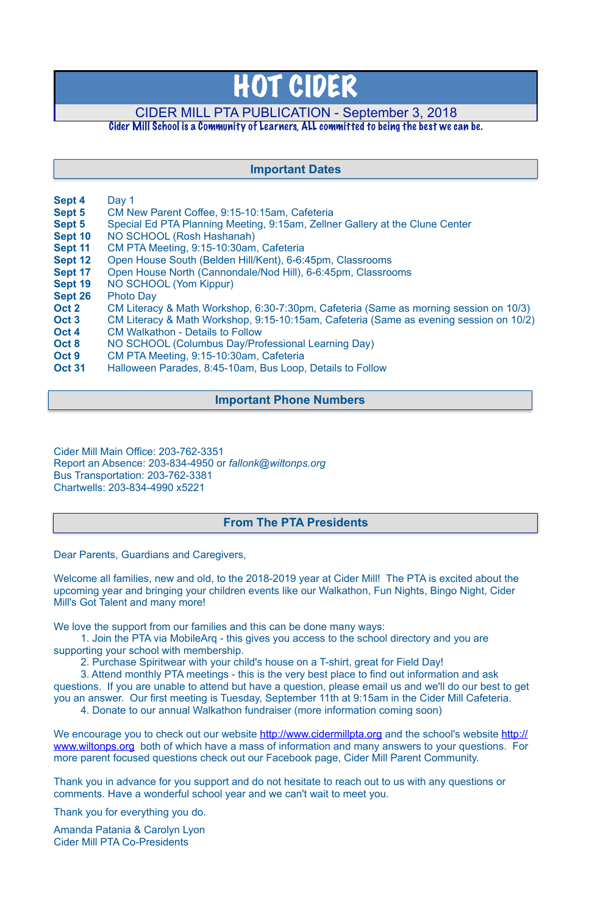# HOT CIDER

## CIDER MILL PTA PUBLICATION - September 3, 2018

Cider Mill School is a Community of Learners, ALL committed to being the best we can be.

## Important Dates

| | |
|---|---|
| **Sept 4** | Day 1 |
| **Sept 5** | CM New Parent Coffee, 9:15-10:15am, Cafeteria |
| **Sept 5** | Special Ed PTA Planning Meeting, 9:15am, Zellner Gallery at the Clune Center |
| **Sept 10** | NO SCHOOL (Rosh Hashanah) |
| **Sept 11** | CM PTA Meeting, 9:15-10:30am, Cafeteria |
| **Sept 12** | Open House South (Belden Hill/Kent), 6-6:45pm, Classrooms |
| **Sept 17** | Open House North (Cannondale/Nod Hill), 6-6:45pm, Classrooms |
| **Sept 19** | NO SCHOOL (Yom Kippur) |
| **Sept 26** | Photo Day |
| **Oct 2** | CM Literacy & Math Workshop, 6:30-7:30pm, Cafeteria (Same as morning session on 10/3) |
| **Oct 3** | CM Literacy & Math Workshop, 9:15-10:15am, Cafeteria (Same as evening session on 10/2) |
| **Oct 4** | CM Walkathon - Details to Follow |
| **Oct 8** | NO SCHOOL (Columbus Day/Professional Learning Day) |
| **Oct 9** | CM PTA Meeting, 9:15-10:30am, Cafeteria |
| **Oct 31** | Halloween Parades, 8:45-10am, Bus Loop, Details to Follow |

## Important Phone Numbers

Cider Mill Main Office: 203-762-3351
Report an Absence: 203-834-4950 or *fallonk@wiltonps.org*
Bus Transportation: 203-762-3381
Chartwells: 203-834-4990 x5221

## From The PTA Presidents

Dear Parents, Guardians and Caregivers,

Welcome all families, new and old, to the 2018-2019 year at Cider Mill! The PTA is excited about the upcoming year and bringing your children events like our Walkathon, Fun Nights, Bingo Night, Cider Mill's Got Talent and many more!

We love the support from our families and this can be done many ways:

1. Join the PTA via MobileArq - this gives you access to the school directory and you are supporting your school with membership.
2. Purchase Spiritwear with your child's house on a T-shirt, great for Field Day!
3. Attend monthly PTA meetings - this is the very best place to find out information and ask questions. If you are unable to attend but have a question, please email us and we'll do our best to get you an answer. Our first meeting is Tuesday, September 11th at 9:15am in the Cider Mill Cafeteria.
4. Donate to our annual Walkathon fundraiser (more information coming soon)

We encourage you to check out our website http://www.cidermillpta.org and the school's website http://www.wiltonps.org both of which have a mass of information and many answers to your questions. For more parent focused questions check out our Facebook page, Cider Mill Parent Community.

Thank you in advance for you support and do not hesitate to reach out to us with any questions or comments. Have a wonderful school year and we can't wait to meet you.

Thank you for everything you do.

Amanda Patania & Carolyn Lyon
Cider Mill PTA Co-Presidents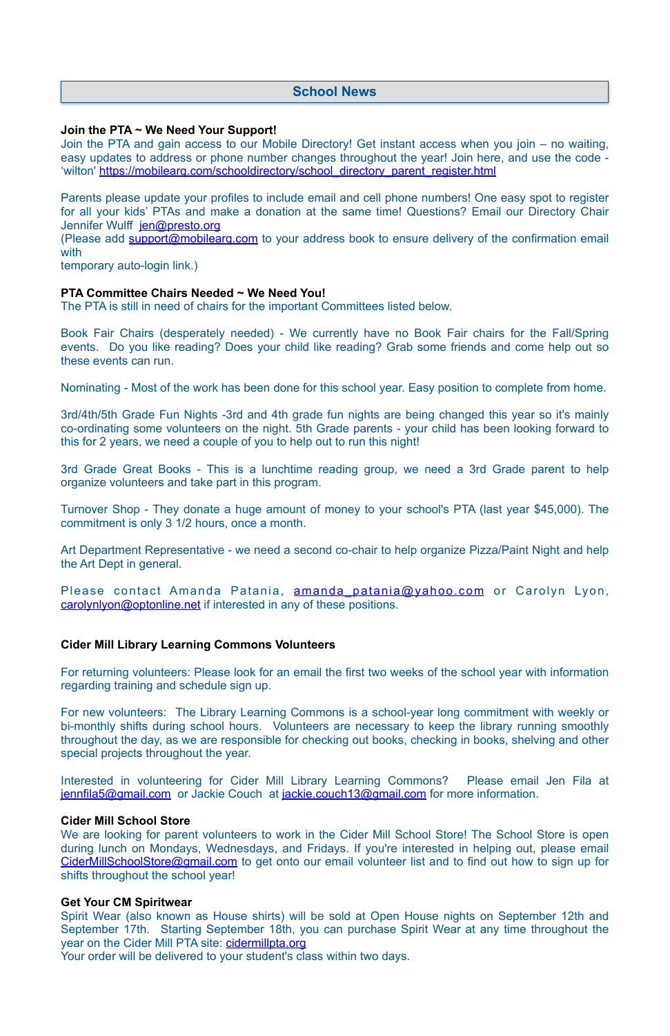## School News

**Join the PTA ~ We Need Your Support!**

Join the PTA and gain access to our Mobile Directory! Get instant access when you join – no waiting, easy updates to address or phone number changes throughout the year! Join here, and use the code - 'wilton' https://mobilearq.com/schooldirectory/school_directory_parent_register.html

Parents please update your profiles to include email and cell phone numbers! One easy spot to register for all your kids' PTAs and make a donation at the same time! Questions? Email our Directory Chair Jennifer Wulff jen@presto.org
(Please add support@mobilearq.com to your address book to ensure delivery of the confirmation email with
temporary auto-login link.)

**PTA Committee Chairs Needed ~ We Need You!**

The PTA is still in need of chairs for the important Committees listed below.

Book Fair Chairs (desperately needed) - We currently have no Book Fair chairs for the Fall/Spring events. Do you like reading? Does your child like reading? Grab some friends and come help out so these events can run.

Nominating - Most of the work has been done for this school year. Easy position to complete from home.

3rd/4th/5th Grade Fun Nights -3rd and 4th grade fun nights are being changed this year so it's mainly co-ordinating some volunteers on the night. 5th Grade parents - your child has been looking forward to this for 2 years, we need a couple of you to help out to run this night!

3rd Grade Great Books - This is a lunchtime reading group, we need a 3rd Grade parent to help organize volunteers and take part in this program.

Turnover Shop - They donate a huge amount of money to your school's PTA (last year $45,000). The commitment is only 3 1/2 hours, once a month.

Art Department Representative - we need a second co-chair to help organize Pizza/Paint Night and help the Art Dept in general.

Please contact Amanda Patania, amanda_patania@yahoo.com or Carolyn Lyon, carolynlyon@optonline.net if interested in any of these positions.

**Cider Mill Library Learning Commons Volunteers**

For returning volunteers: Please look for an email the first two weeks of the school year with information regarding training and schedule sign up.

For new volunteers: The Library Learning Commons is a school-year long commitment with weekly or bi-monthly shifts during school hours. Volunteers are necessary to keep the library running smoothly throughout the day, as we are responsible for checking out books, checking in books, shelving and other special projects throughout the year.

Interested in volunteering for Cider Mill Library Learning Commons? Please email Jen Fila at jennfila5@gmail.com or Jackie Couch at jackie.couch13@gmail.com for more information.

**Cider Mill School Store**

We are looking for parent volunteers to work in the Cider Mill School Store! The School Store is open during lunch on Mondays, Wednesdays, and Fridays. If you're interested in helping out, please email CiderMillSchoolStore@gmail.com to get onto our email volunteer list and to find out how to sign up for shifts throughout the school year!

**Get Your CM Spiritwear**

Spirit Wear (also known as House shirts) will be sold at Open House nights on September 12th and September 17th. Starting September 18th, you can purchase Spirit Wear at any time throughout the year on the Cider Mill PTA site: cidermillpta.org
Your order will be delivered to your student's class within two days.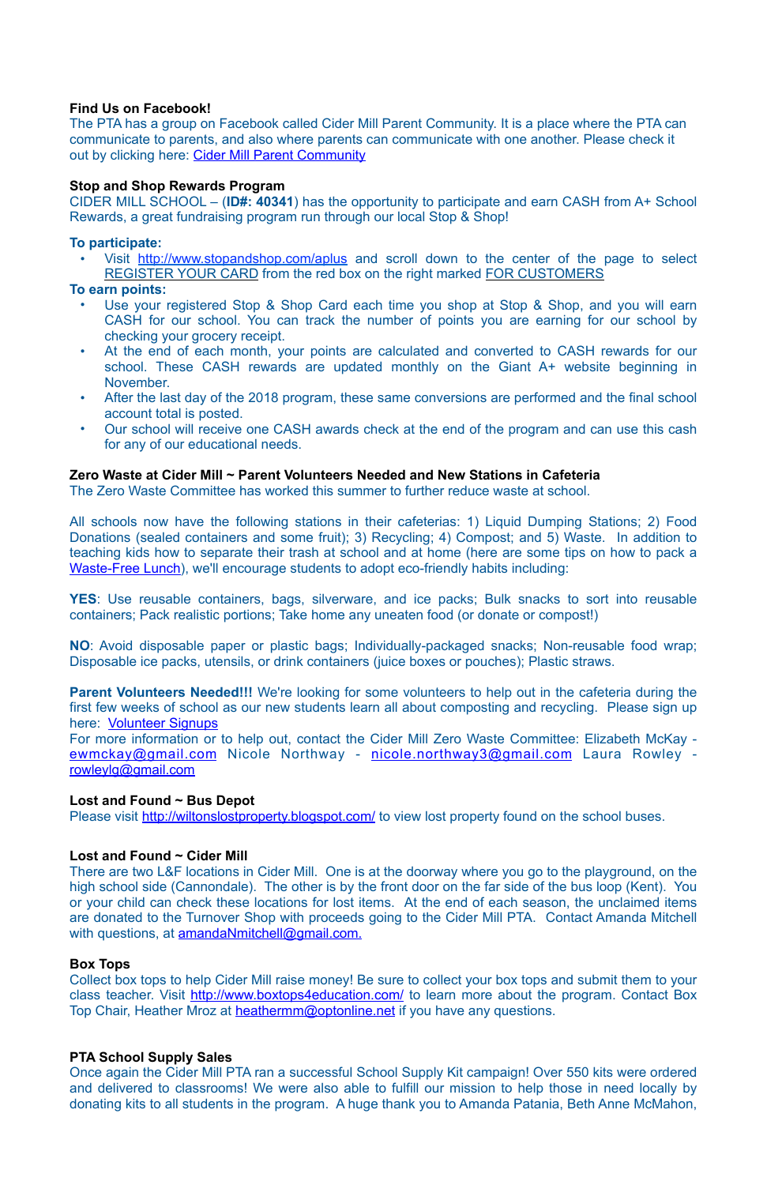**Find Us on Facebook!**

The PTA has a group on Facebook called Cider Mill Parent Community. It is a place where the PTA can communicate to parents, and also where parents can communicate with one another. Please check it out by clicking here: [Cider Mill Parent Community]()

**Stop and Shop Rewards Program**

CIDER MILL SCHOOL – (**ID#: 40341**) has the opportunity to participate and earn CASH from A+ School Rewards, a great fundraising program run through our local Stop & Shop!

**To participate:**

- Visit [http://www.stopandshop.com/aplus](http://www.stopandshop.com/aplus) and scroll down to the center of the page to select REGISTER YOUR CARD from the red box on the right marked FOR CUSTOMERS

**To earn points:**

- Use your registered Stop & Shop Card each time you shop at Stop & Shop, and you will earn CASH for our school. You can track the number of points you are earning for our school by checking your grocery receipt.
- At the end of each month, your points are calculated and converted to CASH rewards for our school. These CASH rewards are updated monthly on the Giant A+ website beginning in November.
- After the last day of the 2018 program, these same conversions are performed and the final school account total is posted.
- Our school will receive one CASH awards check at the end of the program and can use this cash for any of our educational needs.

**Zero Waste at Cider Mill ~ Parent Volunteers Needed and New Stations in Cafeteria**

The Zero Waste Committee has worked this summer to further reduce waste at school.

All schools now have the following stations in their cafeterias: 1) Liquid Dumping Stations; 2) Food Donations (sealed containers and some fruit); 3) Recycling; 4) Compost; and 5) Waste. In addition to teaching kids how to separate their trash at school and at home (here are some tips on how to pack a [Waste-Free Lunch]()), we'll encourage students to adopt eco-friendly habits including:

**YES**: Use reusable containers, bags, silverware, and ice packs; Bulk snacks to sort into reusable containers; Pack realistic portions; Take home any uneaten food (or donate or compost!)

**NO**: Avoid disposable paper or plastic bags; Individually-packaged snacks; Non-reusable food wrap; Disposable ice packs, utensils, or drink containers (juice boxes or pouches); Plastic straws.

**Parent Volunteers Needed!!!** We're looking for some volunteers to help out in the cafeteria during the first few weeks of school as our new students learn all about composting and recycling. Please sign up here: [Volunteer Signups]()

For more information or to help out, contact the Cider Mill Zero Waste Committee: Elizabeth McKay - [ewmckay@gmail.com](mailto:ewmckay@gmail.com) Nicole Northway - [nicole.northway3@gmail.com](mailto:nicole.northway3@gmail.com) Laura Rowley - [rowleylg@gmail.com](mailto:rowleylg@gmail.com)

**Lost and Found ~ Bus Depot**

Please visit [http://wiltonslostproperty.blogspot.com/](http://wiltonslostproperty.blogspot.com/) to view lost property found on the school buses.

**Lost and Found ~ Cider Mill**

There are two L&F locations in Cider Mill. One is at the doorway where you go to the playground, on the high school side (Cannondale). The other is by the front door on the far side of the bus loop (Kent). You or your child can check these locations for lost items. At the end of each season, the unclaimed items are donated to the Turnover Shop with proceeds going to the Cider Mill PTA. Contact Amanda Mitchell with questions, at [amandaNmitchell@gmail.com.](mailto:amandaNmitchell@gmail.com)

**Box Tops**

Collect box tops to help Cider Mill raise money! Be sure to collect your box tops and submit them to your class teacher. Visit [http://www.boxtops4education.com/](http://www.boxtops4education.com/) to learn more about the program. Contact Box Top Chair, Heather Mroz at [heathermm@optonline.net](mailto:heathermm@optonline.net) if you have any questions.

**PTA School Supply Sales**

Once again the Cider Mill PTA ran a successful School Supply Kit campaign! Over 550 kits were ordered and delivered to classrooms! We were also able to fulfill our mission to help those in need locally by donating kits to all students in the program. A huge thank you to Amanda Patania, Beth Anne McMahon,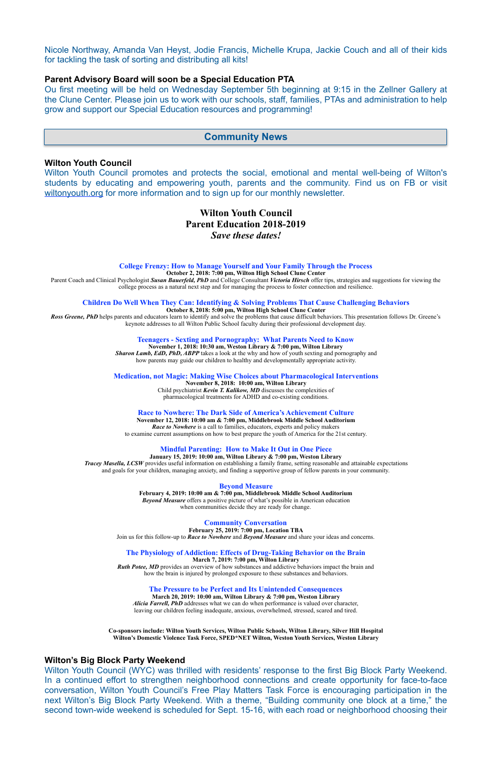Nicole Northway, Amanda Van Heyst, Jodie Francis, Michelle Krupa, Jackie Couch and all of their kids for tackling the task of sorting and distributing all kits!

**Parent Advisory Board will soon be a Special Education PTA**

Ou first meeting will be held on Wednesday September 5th beginning at 9:15 in the Zellner Gallery at the Clune Center. Please join us to work with our schools, staff, families, PTAs and administration to help grow and support our Special Education resources and programming!

## Community News

**Wilton Youth Council**

Wilton Youth Council promotes and protects the social, emotional and mental well-being of Wilton's students by educating and empowering youth, parents and the community. Find us on FB or visit wiltonyouth.org for more information and to sign up for our monthly newsletter.

### Wilton Youth Council
### Parent Education 2018-2019
*Save these dates!*

**College Frenzy: How to Manage Yourself and Your Family Through the Process**
**October 2, 2018: 7:00 pm, Wilton High School Clune Center**
Parent Coach and Clinical Psychologist ***Susan Bauerfeld, PhD*** and College Consultant ***Victoria Hirsch*** offer tips, strategies and suggestions for viewing the college process as a natural next step and for managing the process to foster connection and resilience.

**Children Do Well When They Can: Identifying & Solving Problems That Cause Challenging Behaviors**
**October 8, 2018: 5:00 pm, Wilton High School Clune Center**
***Ross Greene, PhD*** helps parents and educators learn to identify and solve the problems that cause difficult behaviors. This presentation follows Dr. Greene's keynote addresses to all Wilton Public School faculty during their professional development day.

**Teenagers - Sexting and Pornography: What Parents Need to Know**
**November 1, 2018: 10:30 am, Weston Library & 7:00 pm, Wilton Library**
***Sharon Lamb, EdD, PhD, ABPP*** takes a look at the why and how of youth sexting and pornography and how parents may guide our children to healthy and developmentally appropriate activity.

**Medication, not Magic: Making Wise Choices about Pharmacological Interventions**
**November 8, 2018: 10:00 am, Wilton Library**
Child psychiatrist ***Kevin T. Kalikow, MD*** discusses the complexities of pharmacological treatments for ADHD and co-existing conditions.

**Race to Nowhere: The Dark Side of America's Achievement Culture**
**November 12, 2018: 10:00 am & 7:00 pm, Middlebrook Middle School Auditorium**
***Race to Nowhere*** is a call to families, educators, experts and policy makers to examine current assumptions on how to best prepare the youth of America for the 21st century.

**Mindful Parenting: How to Make It Out in One Piece**
**January 15, 2019: 10:00 am, Wilton Library & 7:00 pm, Weston Library**
***Tracey Masella, LCSW*** provides useful information on establishing a family frame, setting reasonable and attainable expectations and goals for your children, managing anxiety, and finding a supportive group of fellow parents in your community.

**Beyond Measure**
**February 4, 2019: 10:00 am & 7:00 pm, Middlebrook Middle School Auditorium**
***Beyond Measure*** offers a positive picture of what's possible in American education when communities decide they are ready for change.

**Community Conversation**
**February 25, 2019: 7:00 pm, Location TBA**
Join us for this follow-up to ***Race to Nowhere*** and ***Beyond Measure*** and share your ideas and concerns.

**The Physiology of Addiction: Effects of Drug-Taking Behavior on the Brain**
**March 7, 2019: 7:00 pm, Wilton Library**
***Ruth Potee, MD*** provides an overview of how substances and addictive behaviors impact the brain and how the brain is injured by prolonged exposure to these substances and behaviors.

**The Pressure to be Perfect and Its Unintended Consequences**
**March 20, 2019: 10:00 am, Wilton Library & 7:00 pm, Weston Library**
***Alicia Farrell, PhD*** addresses what we can do when performance is valued over character, leaving our children feeling inadequate, anxious, overwhelmed, stressed, scared and tired.

**Co-sponsors include: Wilton Youth Services, Wilton Public Schools, Wilton Library, Silver Hill Hospital Wilton's Domestic Violence Task Force, SPED\*NET Wilton, Weston Youth Services, Weston Library**

**Wilton's Big Block Party Weekend**

Wilton Youth Council (WYC) was thrilled with residents' response to the first Big Block Party Weekend. In a continued effort to strengthen neighborhood connections and create opportunity for face-to-face conversation, Wilton Youth Council's Free Play Matters Task Force is encouraging participation in the next Wilton's Big Block Party Weekend. With a theme, "Building community one block at a time," the second town-wide weekend is scheduled for Sept. 15-16, with each road or neighborhood choosing their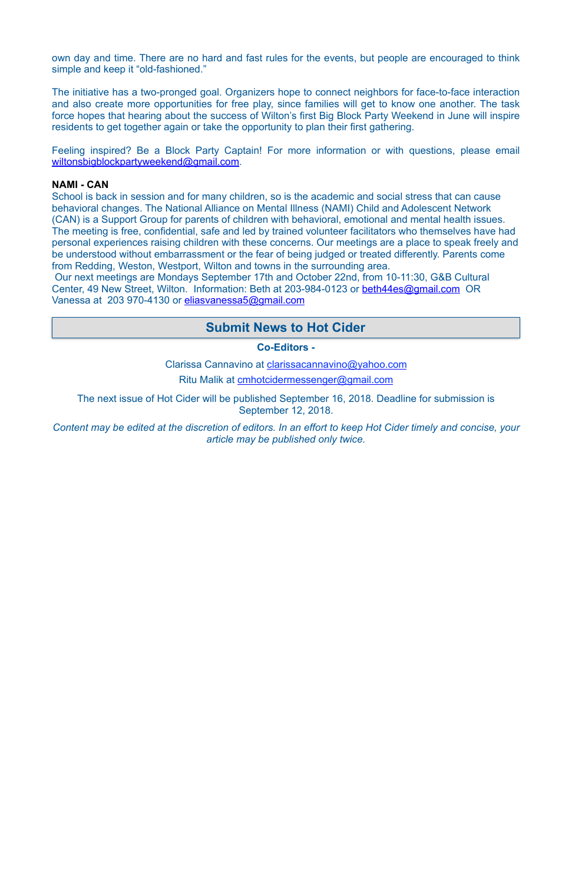own day and time. There are no hard and fast rules for the events, but people are encouraged to think simple and keep it "old-fashioned."

The initiative has a two-pronged goal. Organizers hope to connect neighbors for face-to-face interaction and also create more opportunities for free play, since families will get to know one another. The task force hopes that hearing about the success of Wilton's first Big Block Party Weekend in June will inspire residents to get together again or take the opportunity to plan their first gathering.

Feeling inspired? Be a Block Party Captain! For more information or with questions, please email wiltonsbigblockpartyweekend@gmail.com.

**NAMI - CAN**

School is back in session and for many children, so is the academic and social stress that can cause behavioral changes. The National Alliance on Mental Illness (NAMI) Child and Adolescent Network (CAN) is a Support Group for parents of children with behavioral, emotional and mental health issues. The meeting is free, confidential, safe and led by trained volunteer facilitators who themselves have had personal experiences raising children with these concerns. Our meetings are a place to speak freely and be understood without embarrassment or the fear of being judged or treated differently. Parents come from Redding, Weston, Westport, Wilton and towns in the surrounding area.

Our next meetings are Mondays September 17th and October 22nd, from 10-11:30, G&B Cultural Center, 49 New Street, Wilton. Information: Beth at 203-984-0123 or beth44es@gmail.com OR Vanessa at 203 970-4130 or eliasvanessa5@gmail.com

## Submit News to Hot Cider

**Co-Editors -**

Clarissa Cannavino at clarissacannavino@yahoo.com

Ritu Malik at cmhotcidermessenger@gmail.com

The next issue of Hot Cider will be published September 16, 2018. Deadline for submission is September 12, 2018.

*Content may be edited at the discretion of editors. In an effort to keep Hot Cider timely and concise, your article may be published only twice.*